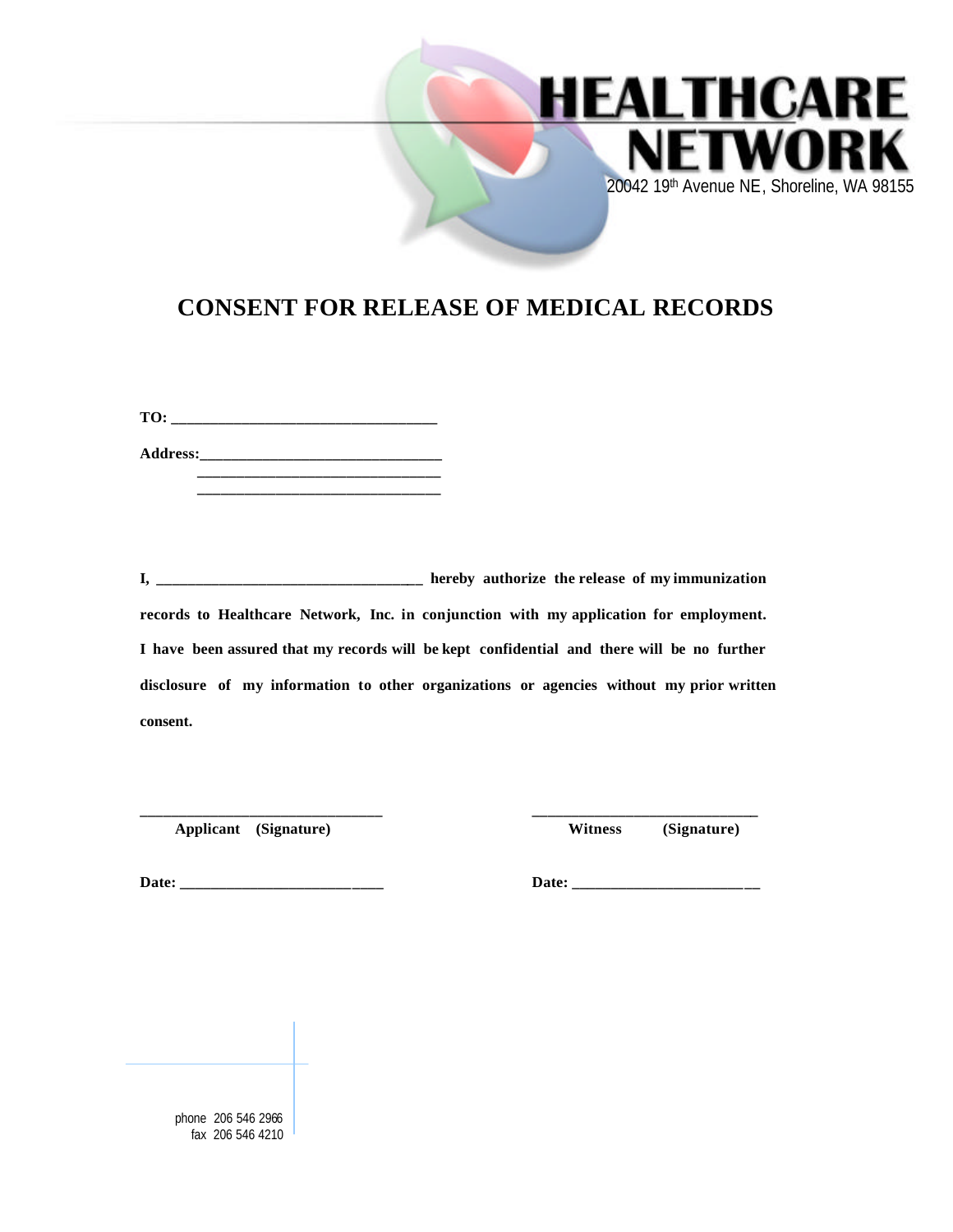**HEALTHCARE NETWORK**

20042 19th Avenue NE, Shoreline, WA 98155

# CONSENT FOR RELEASE OF MEDICAL RECORDS

**TO:** ___________________________________

**Address:** ________________________________
________________________________
________________________________

**I, ___________________________________ hereby authorize the release of my immunization records to Healthcare Network, Inc. in conjunction with my application for employment. I have been assured that my records will be kept confidential and there will be no further disclosure of my information to other organizations or agencies without my prior written consent.**

________________________________
**Applicant (Signature)**

________________________________
**Witness (Signature)**

**Date:** ___________________________

**Date:** ___________________________

phone 206 546 2966
fax 206 546 4210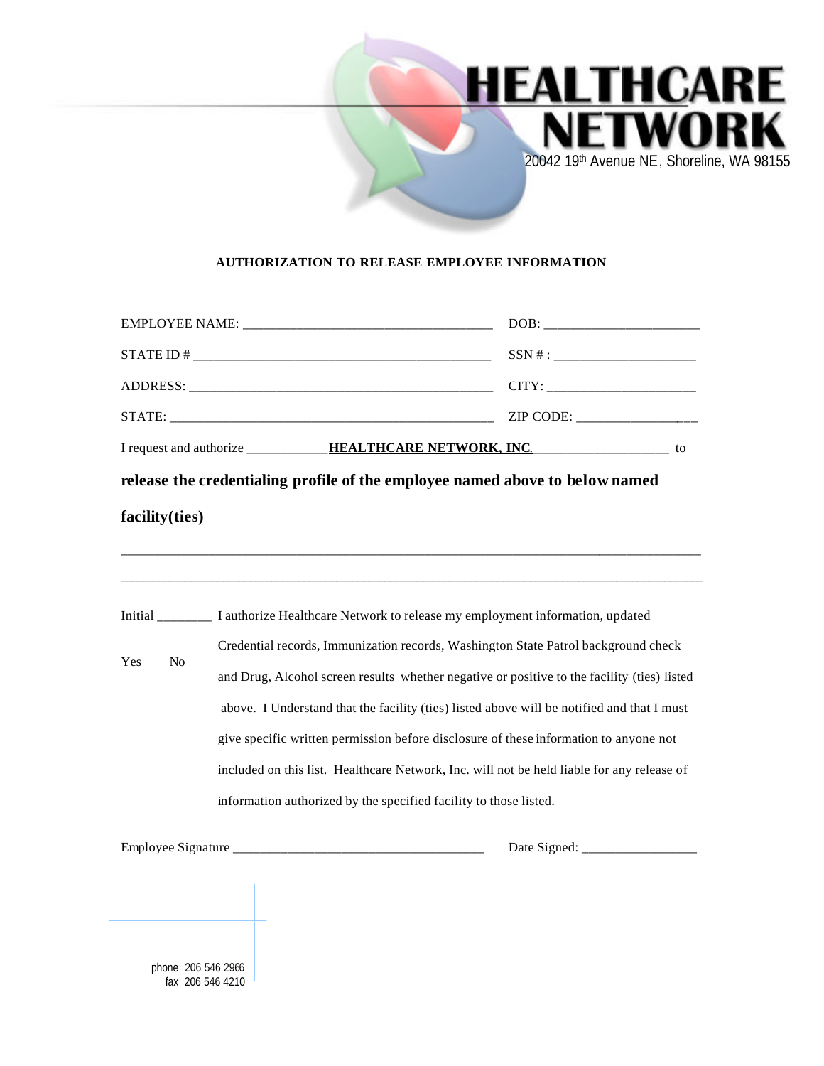# HEALTHCARE NETWORK

20042 19th Avenue NE, Shoreline, WA 98155

**AUTHORIZATION TO RELEASE EMPLOYEE INFORMATION**

EMPLOYEE NAME: ___________________________________ DOB: ______________________

STATE ID # ___________________________________________ SSN # : ____________________

ADDRESS: ____________________________________________ CITY: _____________________

STATE: ______________________________________________ ZIP CODE: _________________

I request and authorize ___________**HEALTHCARE NETWORK, INC.**___________________ to

**release the credentialing profile of the employee named above to below named facility(ties)**

_______________________________________________________________________________

_______________________________________________________________________________

Initial ________ I authorize Healthcare Network to release my employment information, updated Credential records, Immunization records, Washington State Patrol background check and Drug, Alcohol screen results whether negative or positive to the facility (ties) listed above. I Understand that the facility (ties) listed above will be notified and that I must give specific written permission before disclosure of these information to anyone not included on this list. Healthcare Network, Inc. will not be held liable for any release of information authorized by the specified facility to those listed.

Yes No

Employee Signature ____________________________________ Date Signed: _________________

phone 206 546 2966
fax 206 546 4210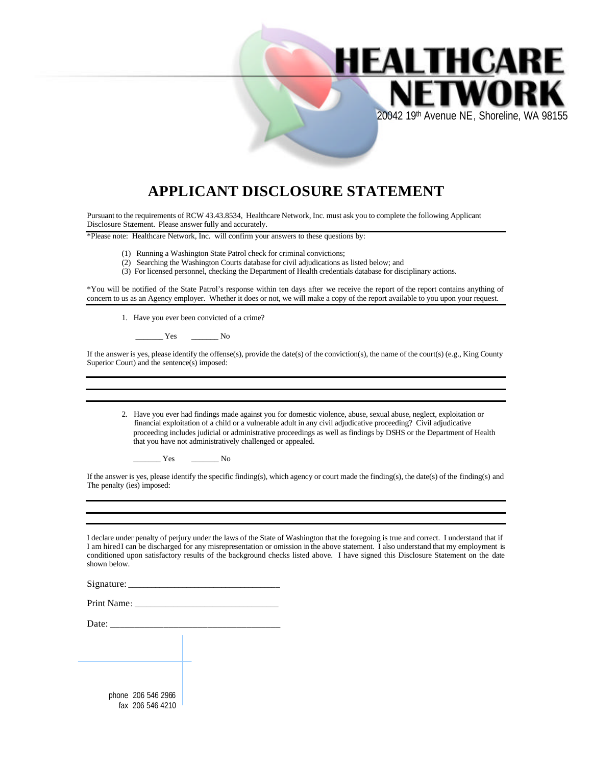# HEALTHCARE NETWORK

20042 19th Avenue NE, Shoreline, WA 98155

## APPLICANT DISCLOSURE STATEMENT

Pursuant to the requirements of RCW 43.43.8534, Healthcare Network, Inc. must ask you to complete the following Applicant Disclosure Statement. Please answer fully and accurately.

*Please note: Healthcare Network, Inc. will confirm your answers to these questions by:

(1) Running a Washington State Patrol check for criminal convictions;
(2) Searching the Washington Courts database for civil adjudications as listed below; and
(3) For licensed personnel, checking the Department of Health credentials database for disciplinary actions.

*You will be notified of the State Patrol's response within ten days after we receive the report of the report contains anything of concern to us as an Agency employer. Whether it does or not, we will make a copy of the report available to you upon your request.

1. Have you ever been convicted of a crime?

_______ Yes _______ No

If the answer is yes, please identify the offense(s), provide the date(s) of the conviction(s), the name of the court(s) (e.g., King County Superior Court) and the sentence(s) imposed:

2. Have you ever had findings made against you for domestic violence, abuse, sexual abuse, neglect, exploitation or financial exploitation of a child or a vulnerable adult in any civil adjudicative proceeding? Civil adjudicative proceeding includes judicial or administrative proceedings as well as findings by DSHS or the Department of Health that you have not administratively challenged or appealed.

_______ Yes _______ No

If the answer is yes, please identify the specific finding(s), which agency or court made the finding(s), the date(s) of the finding(s) and The penalty (ies) imposed:

I declare under penalty of perjury under the laws of the State of Washington that the foregoing is true and correct. I understand that if I am hired I can be discharged for any misrepresentation or omission in the above statement. I also understand that my employment is conditioned upon satisfactory results of the background checks listed above. I have signed this Disclosure Statement on the date shown below.

Signature: _______________________________

Print Name: _______________________________

Date: _______________________________

phone 206 546 2966
fax 206 546 4210